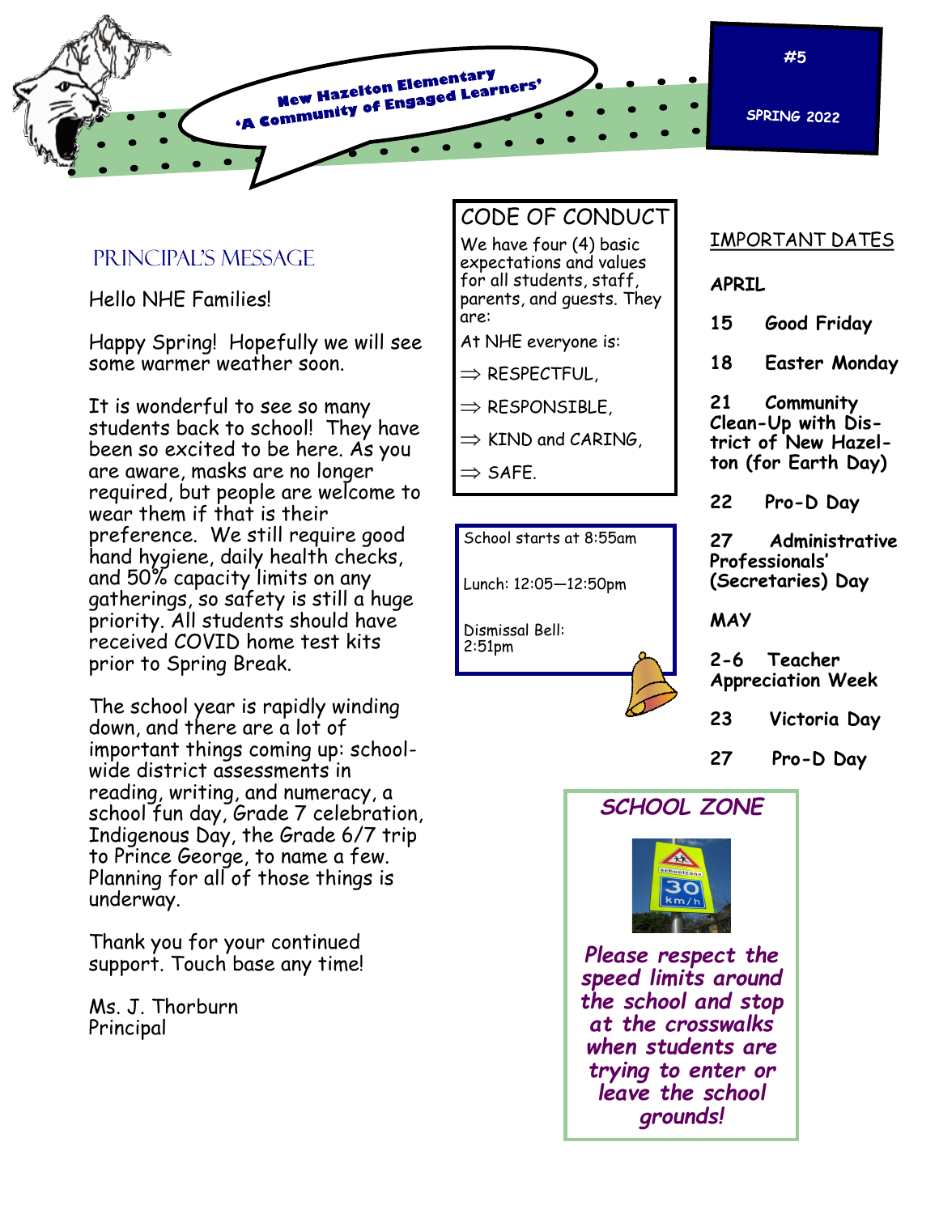**New Hazelton Elementary**
**'A Community of Engaged Learners'**

**#5**

**SPRING 2022**

## Principal's Message

Hello NHE Families!

Happy Spring! Hopefully we will see some warmer weather soon.

It is wonderful to see so many students back to school! They have been so excited to be here. As you are aware, masks are no longer required, but people are welcome to wear them if that is their preference. We still require good hand hygiene, daily health checks, and 50% capacity limits on any gatherings, so safety is still a huge priority. All students should have received COVID home test kits prior to Spring Break.

The school year is rapidly winding down, and there are a lot of important things coming up: school-wide district assessments in reading, writing, and numeracy, a school fun day, Grade 7 celebration, Indigenous Day, the Grade 6/7 trip to Prince George, to name a few. Planning for all of those things is underway.

Thank you for your continued support. Touch base any time!

Ms. J. Thorburn
Principal

## CODE OF CONDUCT

We have four (4) basic expectations and values for all students, staff, parents, and guests. They are:

At NHE everyone is:

⇒ RESPECTFUL,

⇒ RESPONSIBLE,

⇒ KIND and CARING,

⇒ SAFE.

School starts at 8:55am

Lunch: 12:05—12:50pm

Dismissal Bell: 2:51pm

## IMPORTANT DATES

**APRIL**

**15** **Good Friday**

**18** **Easter Monday**

**21** **Community Clean-Up with District of New Hazelton (for Earth Day)**

**22** **Pro-D Day**

**27** **Administrative Professionals' (Secretaries) Day**

**MAY**

**2-6** **Teacher Appreciation Week**

**23** **Victoria Day**

**27** **Pro-D Day**

## *SCHOOL ZONE*

***Please respect the speed limits around the school and stop at the crosswalks when students are trying to enter or leave the school grounds!***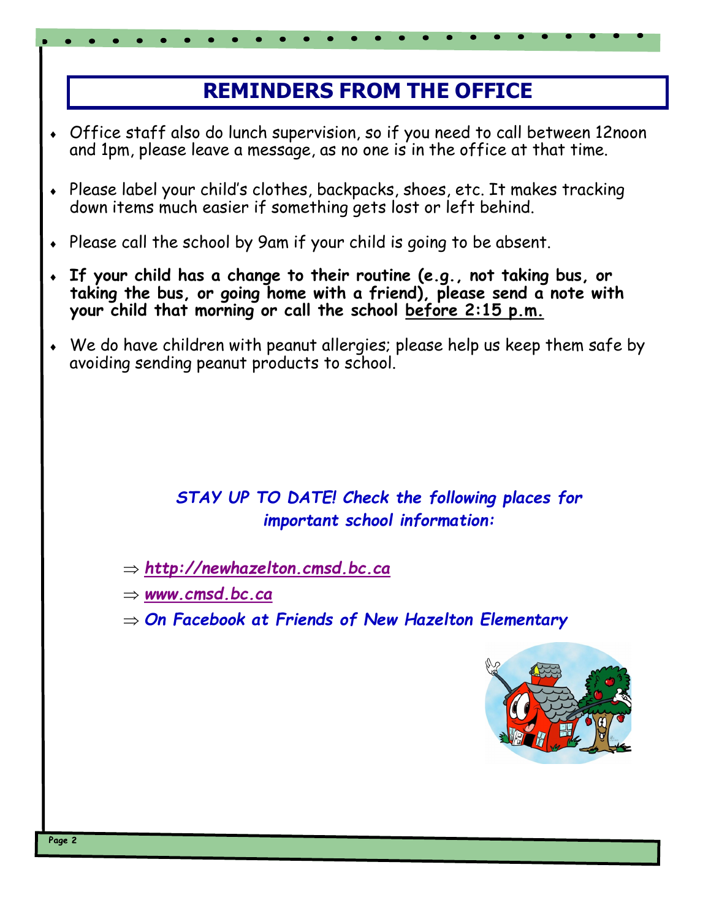## REMINDERS FROM THE OFFICE

- Office staff also do lunch supervision, so if you need to call between 12noon and 1pm, please leave a message, as no one is in the office at that time.
- Please label your child's clothes, backpacks, shoes, etc. It makes tracking down items much easier if something gets lost or left behind.
- Please call the school by 9am if your child is going to be absent.
- **If your child has a change to their routine (e.g., not taking bus, or taking the bus, or going home with a friend), please send a note with your child that morning or call the school before 2:15 p.m.**
- We do have children with peanut allergies; please help us keep them safe by avoiding sending peanut products to school.

***STAY UP TO DATE! Check the following places for important school information:***

⇒ ***http://newhazelton.cmsd.bc.ca***

⇒ ***www.cmsd.bc.ca***

⇒ ***On Facebook at Friends of New Hazelton Elementary***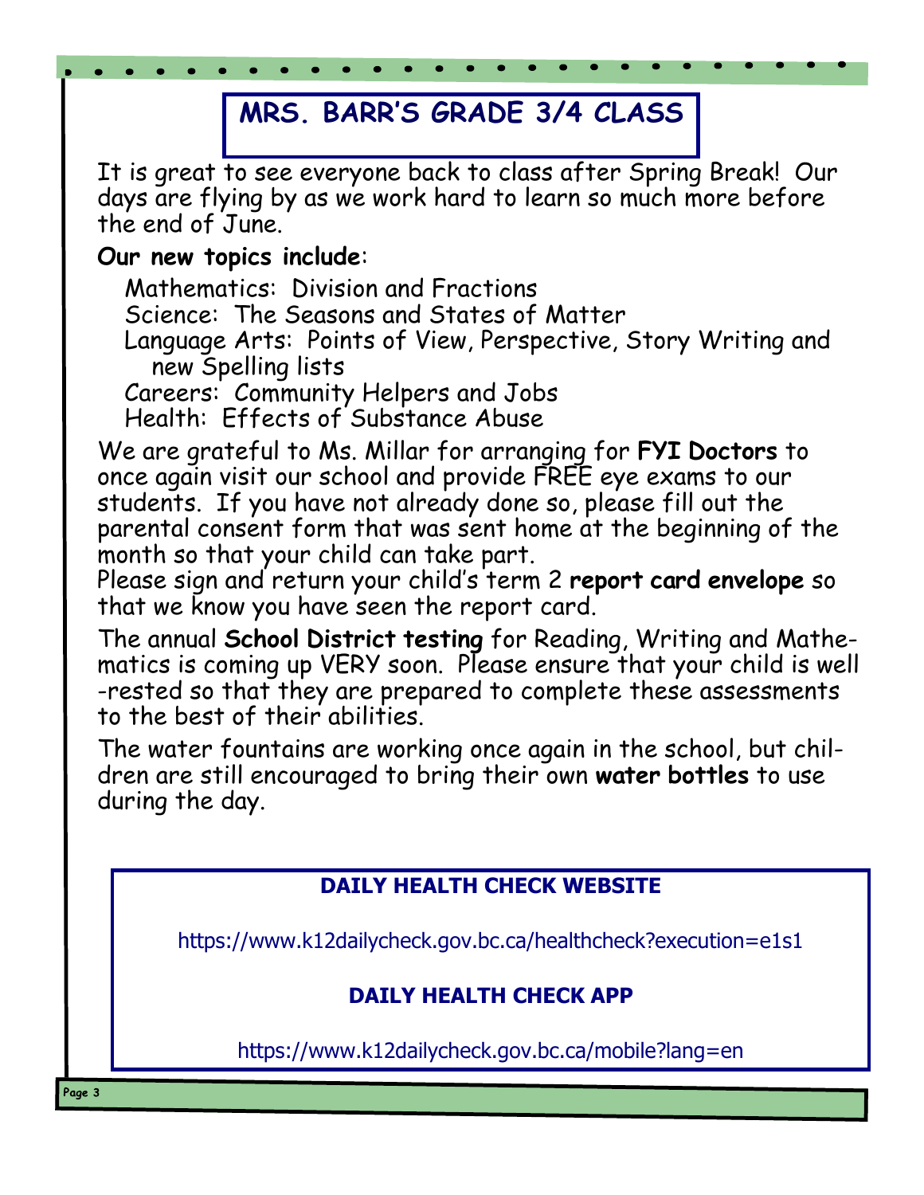# MRS. BARR'S GRADE 3/4 CLASS

It is great to see everyone back to class after Spring Break! Our days are flying by as we work hard to learn so much more before the end of June.

**Our new topics include**:

- Mathematics: Division and Fractions
- Science: The Seasons and States of Matter
- Language Arts: Points of View, Perspective, Story Writing and new Spelling lists
- Careers: Community Helpers and Jobs
- Health: Effects of Substance Abuse

We are grateful to Ms. Millar for arranging for **FYI Doctors** to once again visit our school and provide FREE eye exams to our students. If you have not already done so, please fill out the parental consent form that was sent home at the beginning of the month so that your child can take part.

Please sign and return your child's term 2 **report card envelope** so that we know you have seen the report card.

The annual **School District testing** for Reading, Writing and Mathematics is coming up VERY soon. Please ensure that your child is well-rested so that they are prepared to complete these assessments to the best of their abilities.

The water fountains are working once again in the school, but children are still encouraged to bring their own **water bottles** to use during the day.

**DAILY HEALTH CHECK WEBSITE**

https://www.k12dailycheck.gov.bc.ca/healthcheck?execution=e1s1

**DAILY HEALTH CHECK APP**

https://www.k12dailycheck.gov.bc.ca/mobile?lang=en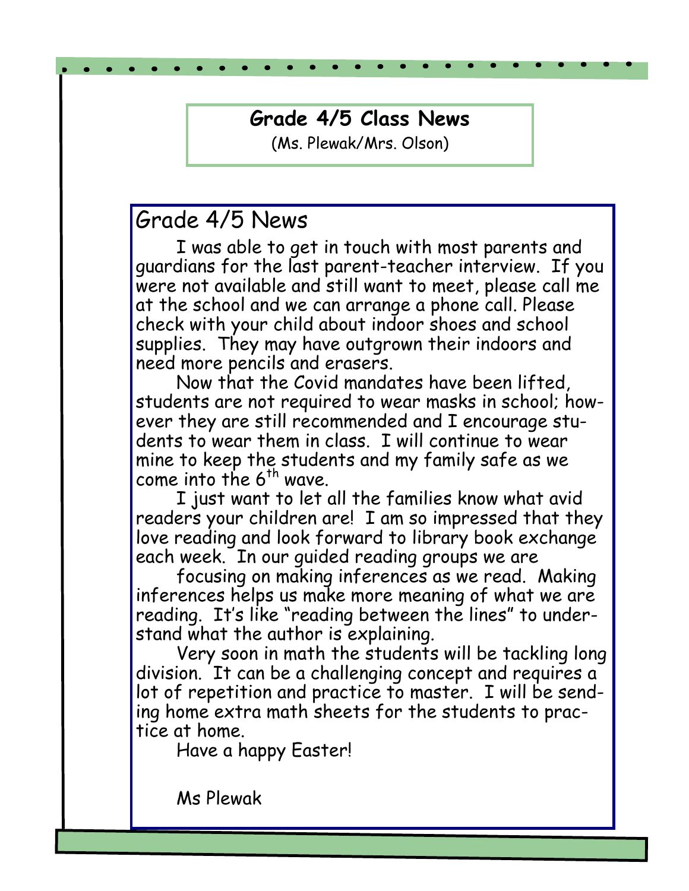## Grade 4/5 Class News

(Ms. Plewak/Mrs. Olson)

### Grade 4/5 News

I was able to get in touch with most parents and guardians for the last parent-teacher interview. If you were not available and still want to meet, please call me at the school and we can arrange a phone call. Please check with your child about indoor shoes and school supplies. They may have outgrown their indoors and need more pencils and erasers.

Now that the Covid mandates have been lifted, students are not required to wear masks in school; however they are still recommended and I encourage students to wear them in class. I will continue to wear mine to keep the students and my family safe as we come into the 6th wave.

I just want to let all the families know what avid readers your children are! I am so impressed that they love reading and look forward to library book exchange each week. In our guided reading groups we are focusing on making inferences as we read. Making inferences helps us make more meaning of what we are reading. It's like "reading between the lines" to understand what the author is explaining.

Very soon in math the students will be tackling long division. It can be a challenging concept and requires a lot of repetition and practice to master. I will be sending home extra math sheets for the students to practice at home.

Have a happy Easter!

Ms Plewak